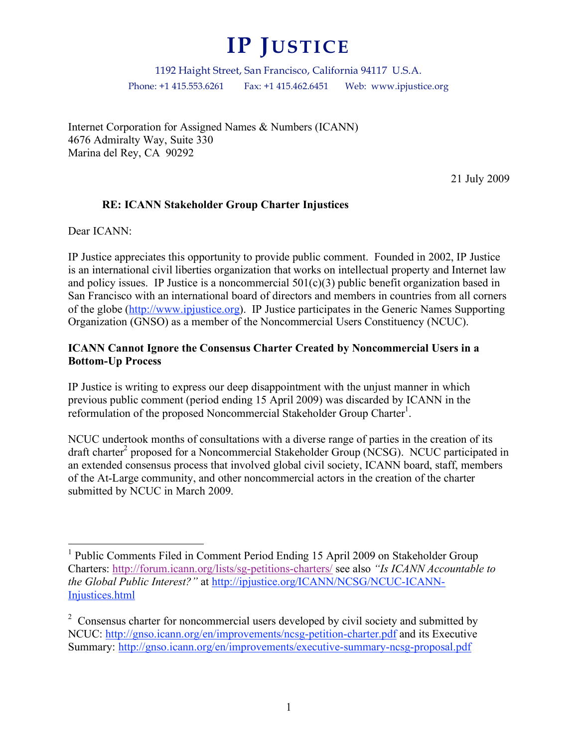# IP JUSTICE

1192 Haight Street, San Francisco, California 94117 U.S.A.

Phone: +1 415.553.6261 Fax: +1 415.462.6451 Web: www.ipjustice.org

Internet Corporation for Assigned Names & Numbers (ICANN)
4676 Admiralty Way, Suite 330
Marina del Rey, CA 90292

21 July 2009

**RE: ICANN Stakeholder Group Charter Injustices**

Dear ICANN:

IP Justice appreciates this opportunity to provide public comment. Founded in 2002, IP Justice is an international civil liberties organization that works on intellectual property and Internet law and policy issues. IP Justice is a noncommercial 501(c)(3) public benefit organization based in San Francisco with an international board of directors and members in countries from all corners of the globe (http://www.ipjustice.org). IP Justice participates in the Generic Names Supporting Organization (GNSO) as a member of the Noncommercial Users Constituency (NCUC).

**ICANN Cannot Ignore the Consensus Charter Created by Noncommercial Users in a Bottom-Up Process**

IP Justice is writing to express our deep disappointment with the unjust manner in which previous public comment (period ending 15 April 2009) was discarded by ICANN in the reformulation of the proposed Noncommercial Stakeholder Group Charter[1].

NCUC undertook months of consultations with a diverse range of parties in the creation of its draft charter[2] proposed for a Noncommercial Stakeholder Group (NCSG). NCUC participated in an extended consensus process that involved global civil society, ICANN board, staff, members of the At-Large community, and other noncommercial actors in the creation of the charter submitted by NCUC in March 2009.

---

[1] Public Comments Filed in Comment Period Ending 15 April 2009 on Stakeholder Group Charters: http://forum.icann.org/lists/sg-petitions-charters/ see also *"Is ICANN Accountable to the Global Public Interest?"* at http://ipjustice.org/ICANN/NCSG/NCUC-ICANN-Injustices.html

[2] Consensus charter for noncommercial users developed by civil society and submitted by NCUC: http://gnso.icann.org/en/improvements/ncsg-petition-charter.pdf and its Executive Summary: http://gnso.icann.org/en/improvements/executive-summary-ncsg-proposal.pdf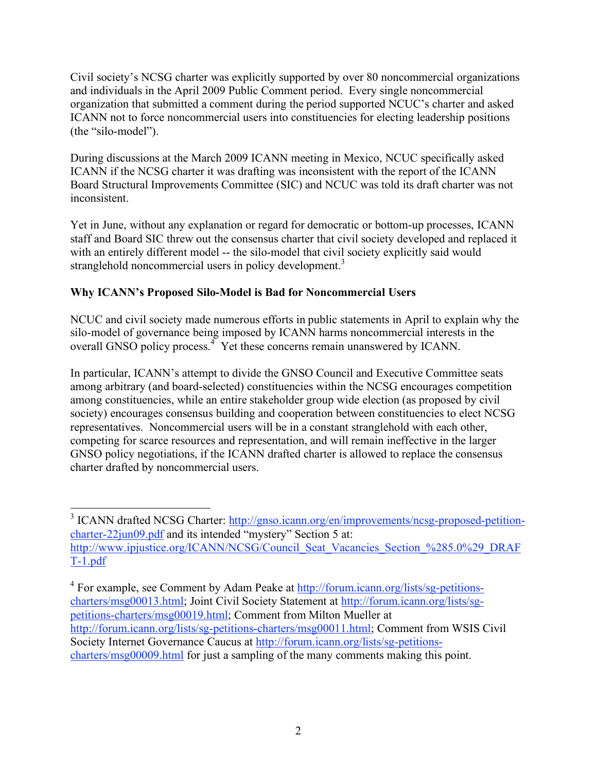Civil society's NCSG charter was explicitly supported by over 80 noncommercial organizations and individuals in the April 2009 Public Comment period. Every single noncommercial organization that submitted a comment during the period supported NCUC's charter and asked ICANN not to force noncommercial users into constituencies for electing leadership positions (the "silo-model").

During discussions at the March 2009 ICANN meeting in Mexico, NCUC specifically asked ICANN if the NCSG charter it was drafting was inconsistent with the report of the ICANN Board Structural Improvements Committee (SIC) and NCUC was told its draft charter was not inconsistent.

Yet in June, without any explanation or regard for democratic or bottom-up processes, ICANN staff and Board SIC threw out the consensus charter that civil society developed and replaced it with an entirely different model -- the silo-model that civil society explicitly said would stranglehold noncommercial users in policy development.[3]

**Why ICANN's Proposed Silo-Model is Bad for Noncommercial Users**

NCUC and civil society made numerous efforts in public statements in April to explain why the silo-model of governance being imposed by ICANN harms noncommercial interests in the overall GNSO policy process.[4] Yet these concerns remain unanswered by ICANN.

In particular, ICANN's attempt to divide the GNSO Council and Executive Committee seats among arbitrary (and board-selected) constituencies within the NCSG encourages competition among constituencies, while an entire stakeholder group wide election (as proposed by civil society) encourages consensus building and cooperation between constituencies to elect NCSG representatives. Noncommercial users will be in a constant stranglehold with each other, competing for scarce resources and representation, and will remain ineffective in the larger GNSO policy negotiations, if the ICANN drafted charter is allowed to replace the consensus charter drafted by noncommercial users.

---

[3] ICANN drafted NCSG Charter: http://gnso.icann.org/en/improvements/ncsg-proposed-petition-charter-22jun09.pdf and its intended "mystery" Section 5 at: http://www.ipjustice.org/ICANN/NCSG/Council_Seat_Vacancies_Section_%285.0%29_DRAFT-1.pdf

[4] For example, see Comment by Adam Peake at http://forum.icann.org/lists/sg-petitions-charters/msg00013.html; Joint Civil Society Statement at http://forum.icann.org/lists/sg-petitions-charters/msg00019.html; Comment from Milton Mueller at http://forum.icann.org/lists/sg-petitions-charters/msg00011.html; Comment from WSIS Civil Society Internet Governance Caucus at http://forum.icann.org/lists/sg-petitions-charters/msg00009.html for just a sampling of the many comments making this point.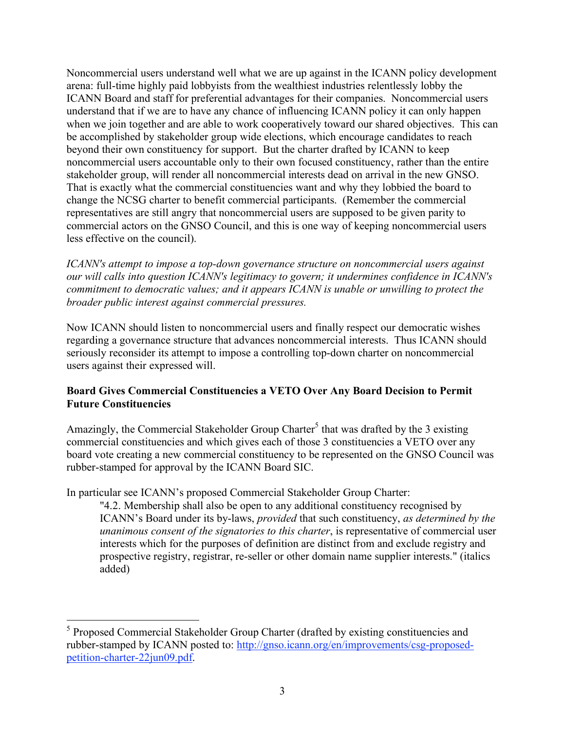Noncommercial users understand well what we are up against in the ICANN policy development arena: full-time highly paid lobbyists from the wealthiest industries relentlessly lobby the ICANN Board and staff for preferential advantages for their companies. Noncommercial users understand that if we are to have any chance of influencing ICANN policy it can only happen when we join together and are able to work cooperatively toward our shared objectives. This can be accomplished by stakeholder group wide elections, which encourage candidates to reach beyond their own constituency for support. But the charter drafted by ICANN to keep noncommercial users accountable only to their own focused constituency, rather than the entire stakeholder group, will render all noncommercial interests dead on arrival in the new GNSO. That is exactly what the commercial constituencies want and why they lobbied the board to change the NCSG charter to benefit commercial participants. (Remember the commercial representatives are still angry that noncommercial users are supposed to be given parity to commercial actors on the GNSO Council, and this is one way of keeping noncommercial users less effective on the council).

*ICANN's attempt to impose a top-down governance structure on noncommercial users against our will calls into question ICANN's legitimacy to govern; it undermines confidence in ICANN's commitment to democratic values; and it appears ICANN is unable or unwilling to protect the broader public interest against commercial pressures.*

Now ICANN should listen to noncommercial users and finally respect our democratic wishes regarding a governance structure that advances noncommercial interests. Thus ICANN should seriously reconsider its attempt to impose a controlling top-down charter on noncommercial users against their expressed will.

**Board Gives Commercial Constituencies a VETO Over Any Board Decision to Permit Future Constituencies**

Amazingly, the Commercial Stakeholder Group Charter[5] that was drafted by the 3 existing commercial constituencies and which gives each of those 3 constituencies a VETO over any board vote creating a new commercial constituency to be represented on the GNSO Council was rubber-stamped for approval by the ICANN Board SIC.

In particular see ICANN's proposed Commercial Stakeholder Group Charter:

> "4.2. Membership shall also be open to any additional constituency recognised by ICANN's Board under its by-laws, *provided* that such constituency, *as determined by the unanimous consent of the signatories to this charter*, is representative of commercial user interests which for the purposes of definition are distinct from and exclude registry and prospective registry, registrar, re-seller or other domain name supplier interests." (italics added)

---

[5] Proposed Commercial Stakeholder Group Charter (drafted by existing constituencies and rubber-stamped by ICANN posted to: http://gnso.icann.org/en/improvements/csg-proposed-petition-charter-22jun09.pdf.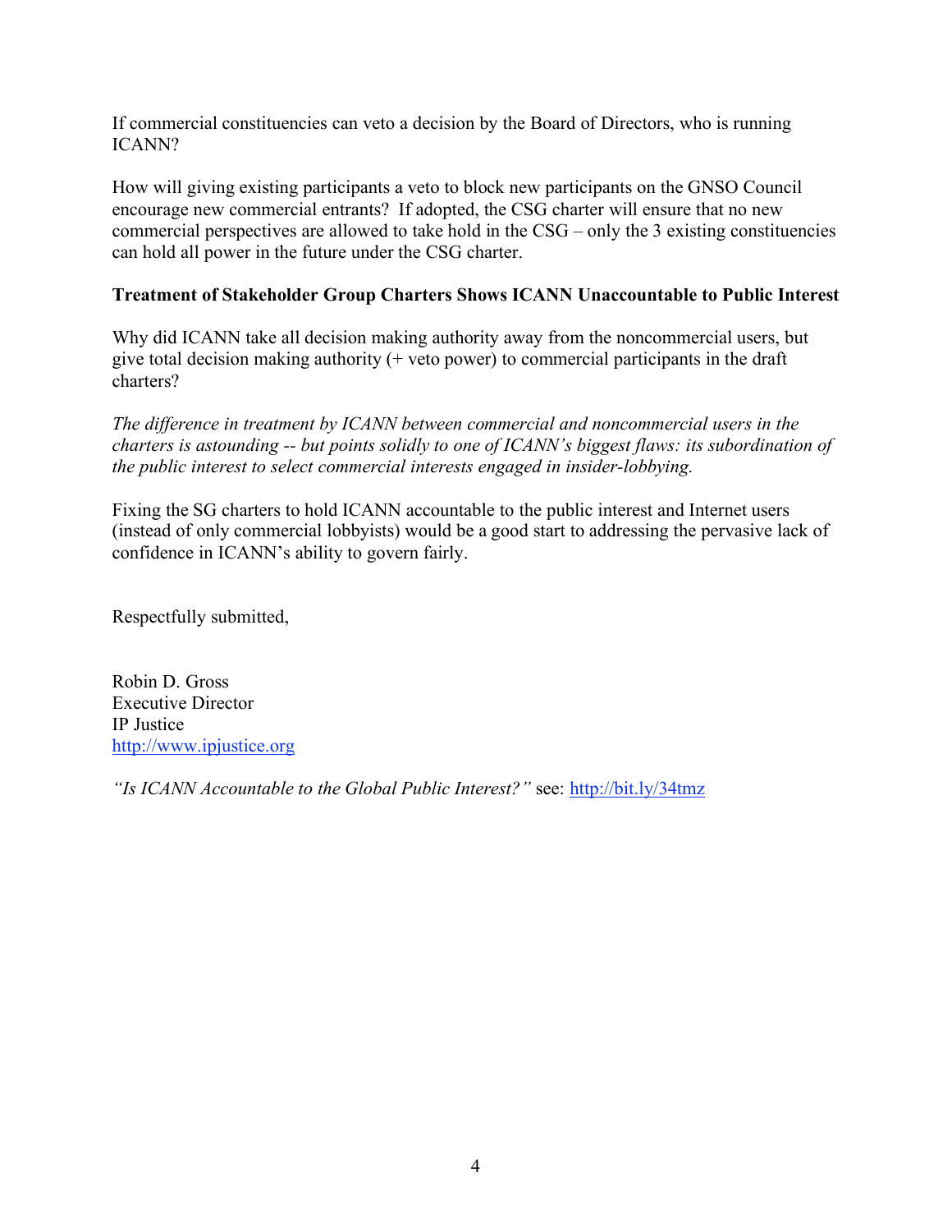If commercial constituencies can veto a decision by the Board of Directors, who is running ICANN?

How will giving existing participants a veto to block new participants on the GNSO Council encourage new commercial entrants? If adopted, the CSG charter will ensure that no new commercial perspectives are allowed to take hold in the CSG – only the 3 existing constituencies can hold all power in the future under the CSG charter.

**Treatment of Stakeholder Group Charters Shows ICANN Unaccountable to Public Interest**

Why did ICANN take all decision making authority away from the noncommercial users, but give total decision making authority (+ veto power) to commercial participants in the draft charters?

*The difference in treatment by ICANN between commercial and noncommercial users in the charters is astounding -- but points solidly to one of ICANN's biggest flaws: its subordination of the public interest to select commercial interests engaged in insider-lobbying.*

Fixing the SG charters to hold ICANN accountable to the public interest and Internet users (instead of only commercial lobbyists) would be a good start to addressing the pervasive lack of confidence in ICANN's ability to govern fairly.

Respectfully submitted,

Robin D. Gross
Executive Director
IP Justice
http://www.ipjustice.org

*"Is ICANN Accountable to the Global Public Interest?"* see: http://bit.ly/34tmz